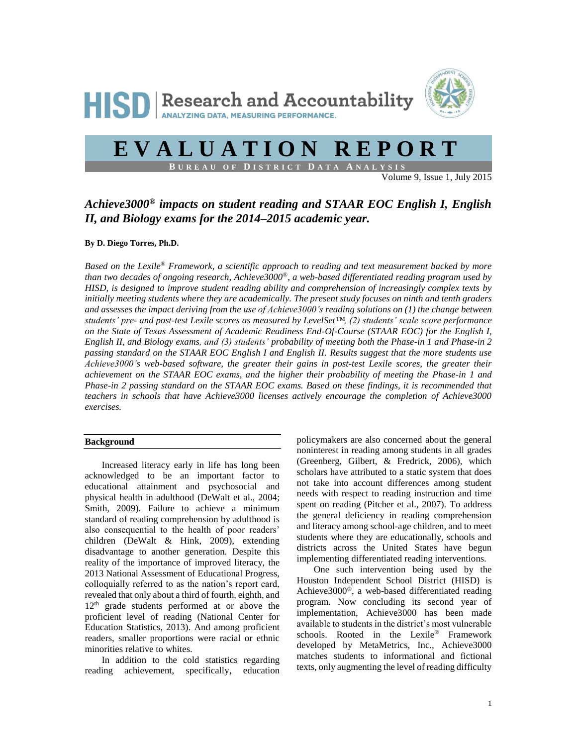HISD | Research and Accountability
ANALYZING DATA, MEASURING PERFORMANCE.

# EVALUATION REPORT

BUREAU OF DISTRICT DATA ANALYSIS

Volume 9, Issue 1, July 2015

## *Achieve3000® impacts on student reading and STAAR EOC English I, English II, and Biology exams for the 2014–2015 academic year.*

**By D. Diego Torres, Ph.D.**

*Based on the Lexile® Framework, a scientific approach to reading and text measurement backed by more than two decades of ongoing research, Achieve3000®, a web-based differentiated reading program used by HISD, is designed to improve student reading ability and comprehension of increasingly complex texts by initially meeting students where they are academically. The present study focuses on ninth and tenth graders and assesses the impact deriving from the use of Achieve3000's reading solutions on (1) the change between students' pre- and post-test Lexile scores as measured by LevelSet™, (2) students' scale score performance on the State of Texas Assessment of Academic Readiness End-Of-Course (STAAR EOC) for the English I, English II, and Biology exams, and (3) students' probability of meeting both the Phase-in 1 and Phase-in 2 passing standard on the STAAR EOC English I and English II. Results suggest that the more students use Achieve3000's web-based software, the greater their gains in post-test Lexile scores, the greater their achievement on the STAAR EOC exams, and the higher their probability of meeting the Phase-in 1 and Phase-in 2 passing standard on the STAAR EOC exams. Based on these findings, it is recommended that teachers in schools that have Achieve3000 licenses actively encourage the completion of Achieve3000 exercises.*

### Background

Increased literacy early in life has long been acknowledged to be an important factor to educational attainment and psychosocial and physical health in adulthood (DeWalt et al., 2004; Smith, 2009). Failure to achieve a minimum standard of reading comprehension by adulthood is also consequential to the health of poor readers' children (DeWalt & Hink, 2009), extending disadvantage to another generation. Despite this reality of the importance of improved literacy, the 2013 National Assessment of Educational Progress, colloquially referred to as the nation's report card, revealed that only about a third of fourth, eighth, and 12th grade students performed at or above the proficient level of reading (National Center for Education Statistics, 2013). And among proficient readers, smaller proportions were racial or ethnic minorities relative to whites.

In addition to the cold statistics regarding reading achievement, specifically, education policymakers are also concerned about the general noninterest in reading among students in all grades (Greenberg, Gilbert, & Fredrick, 2006), which scholars have attributed to a static system that does not take into account differences among student needs with respect to reading instruction and time spent on reading (Pitcher et al., 2007). To address the general deficiency in reading comprehension and literacy among school-age children, and to meet students where they are educationally, schools and districts across the United States have begun implementing differentiated reading interventions.

One such intervention being used by the Houston Independent School District (HISD) is Achieve3000®, a web-based differentiated reading program. Now concluding its second year of implementation, Achieve3000 has been made available to students in the district's most vulnerable schools. Rooted in the Lexile® Framework developed by MetaMetrics, Inc., Achieve3000 matches students to informational and fictional texts, only augmenting the level of reading difficulty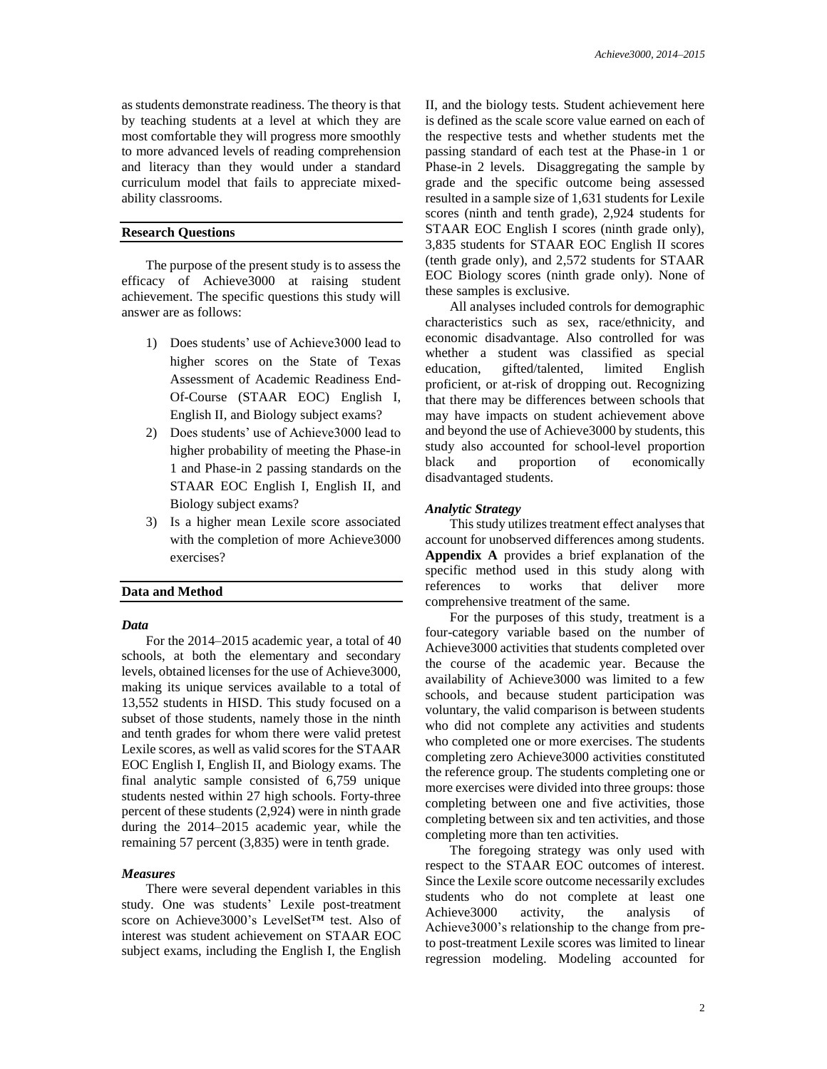as students demonstrate readiness. The theory is that by teaching students at a level at which they are most comfortable they will progress more smoothly to more advanced levels of reading comprehension and literacy than they would under a standard curriculum model that fails to appreciate mixed-ability classrooms.

## Research Questions

The purpose of the present study is to assess the efficacy of Achieve3000 at raising student achievement. The specific questions this study will answer are as follows:

1) Does students' use of Achieve3000 lead to higher scores on the State of Texas Assessment of Academic Readiness End-Of-Course (STAAR EOC) English I, English II, and Biology subject exams?
2) Does students' use of Achieve3000 lead to higher probability of meeting the Phase-in 1 and Phase-in 2 passing standards on the STAAR EOC English I, English II, and Biology subject exams?
3) Is a higher mean Lexile score associated with the completion of more Achieve3000 exercises?

## Data and Method

### *Data*

For the 2014–2015 academic year, a total of 40 schools, at both the elementary and secondary levels, obtained licenses for the use of Achieve3000, making its unique services available to a total of 13,552 students in HISD. This study focused on a subset of those students, namely those in the ninth and tenth grades for whom there were valid pretest Lexile scores, as well as valid scores for the STAAR EOC English I, English II, and Biology exams. The final analytic sample consisted of 6,759 unique students nested within 27 high schools. Forty-three percent of these students (2,924) were in ninth grade during the 2014–2015 academic year, while the remaining 57 percent (3,835) were in tenth grade.

### *Measures*

There were several dependent variables in this study. One was students' Lexile post-treatment score on Achieve3000's LevelSet™ test. Also of interest was student achievement on STAAR EOC subject exams, including the English I, the English II, and the biology tests. Student achievement here is defined as the scale score value earned on each of the respective tests and whether students met the passing standard of each test at the Phase-in 1 or Phase-in 2 levels. Disaggregating the sample by grade and the specific outcome being assessed resulted in a sample size of 1,631 students for Lexile scores (ninth and tenth grade), 2,924 students for STAAR EOC English I scores (ninth grade only), 3,835 students for STAAR EOC English II scores (tenth grade only), and 2,572 students for STAAR EOC Biology scores (ninth grade only). None of these samples is exclusive.

All analyses included controls for demographic characteristics such as sex, race/ethnicity, and economic disadvantage. Also controlled for was whether a student was classified as special education, gifted/talented, limited English proficient, or at-risk of dropping out. Recognizing that there may be differences between schools that may have impacts on student achievement above and beyond the use of Achieve3000 by students, this study also accounted for school-level proportion black and proportion of economically disadvantaged students.

### *Analytic Strategy*

This study utilizes treatment effect analyses that account for unobserved differences among students. **Appendix A** provides a brief explanation of the specific method used in this study along with references to works that deliver more comprehensive treatment of the same.

For the purposes of this study, treatment is a four-category variable based on the number of Achieve3000 activities that students completed over the course of the academic year. Because the availability of Achieve3000 was limited to a few schools, and because student participation was voluntary, the valid comparison is between students who did not complete any activities and students who completed one or more exercises. The students completing zero Achieve3000 activities constituted the reference group. The students completing one or more exercises were divided into three groups: those completing between one and five activities, those completing between six and ten activities, and those completing more than ten activities.

The foregoing strategy was only used with respect to the STAAR EOC outcomes of interest. Since the Lexile score outcome necessarily excludes students who do not complete at least one Achieve3000 activity, the analysis of Achieve3000's relationship to the change from pre- to post-treatment Lexile scores was limited to linear regression modeling. Modeling accounted for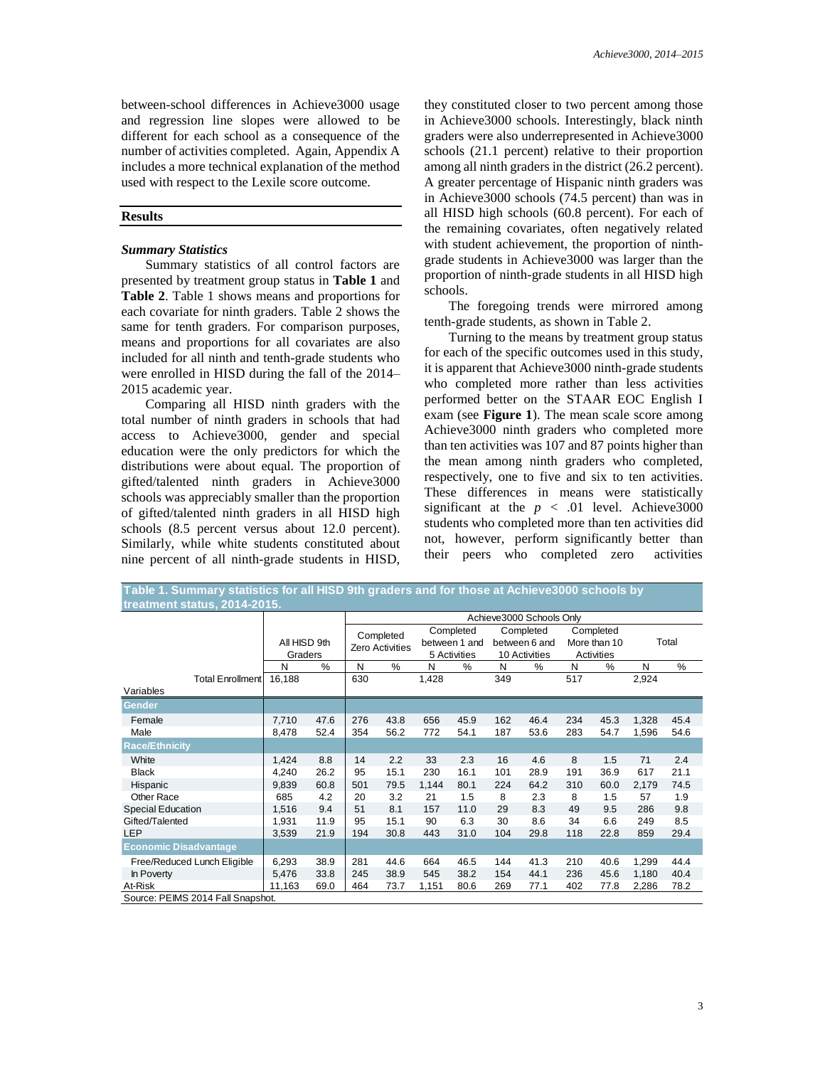between-school differences in Achieve3000 usage and regression line slopes were allowed to be different for each school as a consequence of the number of activities completed. Again, Appendix A includes a more technical explanation of the method used with respect to the Lexile score outcome.

## Results

### *Summary Statistics*

Summary statistics of all control factors are presented by treatment group status in **Table 1** and **Table 2**. Table 1 shows means and proportions for each covariate for ninth graders. Table 2 shows the same for tenth graders. For comparison purposes, means and proportions for all covariates are also included for all ninth and tenth-grade students who were enrolled in HISD during the fall of the 2014–2015 academic year.

Comparing all HISD ninth graders with the total number of ninth graders in schools that had access to Achieve3000, gender and special education were the only predictors for which the distributions were about equal. The proportion of gifted/talented ninth graders in Achieve3000 schools was appreciably smaller than the proportion of gifted/talented ninth graders in all HISD high schools (8.5 percent versus about 12.0 percent). Similarly, while white students constituted about nine percent of all ninth-grade students in HISD, they constituted closer to two percent among those in Achieve3000 schools. Interestingly, black ninth graders were also underrepresented in Achieve3000 schools (21.1 percent) relative to their proportion among all ninth graders in the district (26.2 percent). A greater percentage of Hispanic ninth graders was in Achieve3000 schools (74.5 percent) than was in all HISD high schools (60.8 percent). For each of the remaining covariates, often negatively related with student achievement, the proportion of ninth-grade students in Achieve3000 was larger than the proportion of ninth-grade students in all HISD high schools.

The foregoing trends were mirrored among tenth-grade students, as shown in Table 2.

Turning to the means by treatment group status for each of the specific outcomes used in this study, it is apparent that Achieve3000 ninth-grade students who completed more rather than less activities performed better on the STAAR EOC English I exam (see **Figure 1**). The mean scale score among Achieve3000 ninth graders who completed more than ten activities was 107 and 87 points higher than the mean among ninth graders who completed, respectively, one to five and six to ten activities. These differences in means were statistically significant at the $p < .01$ level. Achieve3000 students who completed more than ten activities did not, however, perform significantly better than their peers who completed zero activities

**Table 1. Summary statistics for all HISD 9th graders and for those at Achieve3000 schools by treatment status, 2014-2015.**

| | All HISD 9th Graders | | Achieve3000 Schools Only | | | | | | | | | |
|---|---|---|---|---|---|---|---|---|---|---|---|---|
| | | | Completed Zero Activities | | Completed between 1 and 5 Activities | | Completed between 6 and 10 Activities | | Completed More than 10 Activities | | Total | |
| | N | % | N | % | N | % | N | % | N | % | N | % |
| Total Enrollment | 16,188 | | 630 | | 1,428 | | 349 | | 517 | | 2,924 | |
| Variables | | | | | | | | | | | | |
| **Gender** | | | | | | | | | | | | |
| Female | 7,710 | 47.6 | 276 | 43.8 | 656 | 45.9 | 162 | 46.4 | 234 | 45.3 | 1,328 | 45.4 |
| Male | 8,478 | 52.4 | 354 | 56.2 | 772 | 54.1 | 187 | 53.6 | 283 | 54.7 | 1,596 | 54.6 |
| **Race/Ethnicity** | | | | | | | | | | | | |
| White | 1,424 | 8.8 | 14 | 2.2 | 33 | 2.3 | 16 | 4.6 | 8 | 1.5 | 71 | 2.4 |
| Black | 4,240 | 26.2 | 95 | 15.1 | 230 | 16.1 | 101 | 28.9 | 191 | 36.9 | 617 | 21.1 |
| Hispanic | 9,839 | 60.8 | 501 | 79.5 | 1,144 | 80.1 | 224 | 64.2 | 310 | 60.0 | 2,179 | 74.5 |
| Other Race | 685 | 4.2 | 20 | 3.2 | 21 | 1.5 | 8 | 2.3 | 8 | 1.5 | 57 | 1.9 |
| Special Education | 1,516 | 9.4 | 51 | 8.1 | 157 | 11.0 | 29 | 8.3 | 49 | 9.5 | 286 | 9.8 |
| Gifted/Talented | 1,931 | 11.9 | 95 | 15.1 | 90 | 6.3 | 30 | 8.6 | 34 | 6.6 | 249 | 8.5 |
| LEP | 3,539 | 21.9 | 194 | 30.8 | 443 | 31.0 | 104 | 29.8 | 118 | 22.8 | 859 | 29.4 |
| **Economic Disadvantage** | | | | | | | | | | | | |
| Free/Reduced Lunch Eligible | 6,293 | 38.9 | 281 | 44.6 | 664 | 46.5 | 144 | 41.3 | 210 | 40.6 | 1,299 | 44.4 |
| In Poverty | 5,476 | 33.8 | 245 | 38.9 | 545 | 38.2 | 154 | 44.1 | 236 | 45.6 | 1,180 | 40.4 |
| At-Risk | 11,163 | 69.0 | 464 | 73.7 | 1,151 | 80.6 | 269 | 77.1 | 402 | 77.8 | 2,286 | 78.2 |

Source: PEIMS 2014 Fall Snapshot.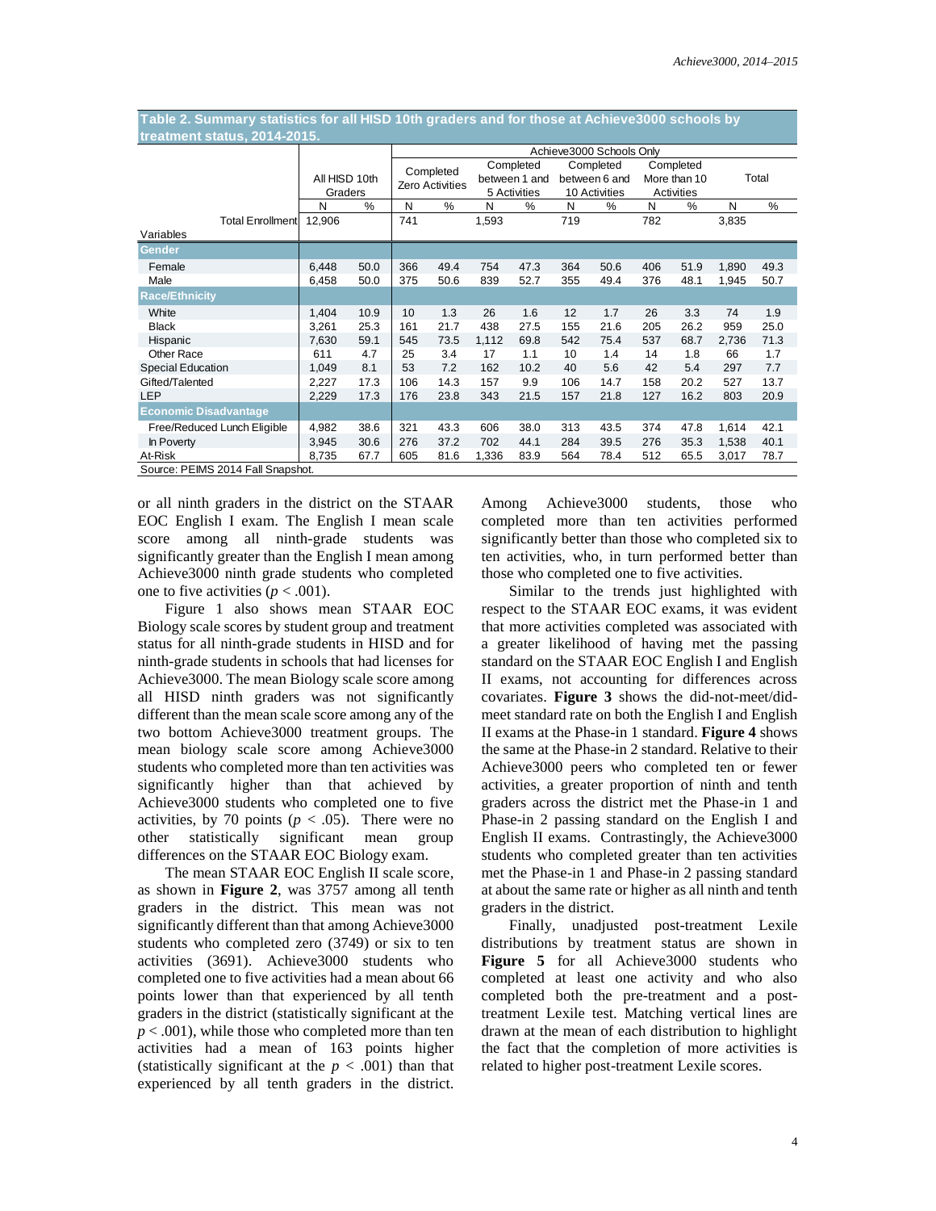**Table 2. Summary statistics for all HISD 10th graders and for those at Achieve3000 schools by treatment status, 2014-2015.**

| | All HISD 10th Graders | | Achieve3000 Schools Only | | | | | | | | | |
|---|---|---|---|---|---|---|---|---|---|---|---|---|
| | | | Completed Zero Activities | | Completed between 1 and 5 Activities | | Completed between 6 and 10 Activities | | Completed More than 10 Activities | | Total | |
| | N | % | N | % | N | % | N | % | N | % | N | % |
| Total Enrollment | 12,906 | | 741 | | 1,593 | | 719 | | 782 | | 3,835 | |
| Variables | | | | | | | | | | | | |
| **Gender** | | | | | | | | | | | | |
| Female | 6,448 | 50.0 | 366 | 49.4 | 754 | 47.3 | 364 | 50.6 | 406 | 51.9 | 1,890 | 49.3 |
| Male | 6,458 | 50.0 | 375 | 50.6 | 839 | 52.7 | 355 | 49.4 | 376 | 48.1 | 1,945 | 50.7 |
| **Race/Ethnicity** | | | | | | | | | | | | |
| White | 1,404 | 10.9 | 10 | 1.3 | 26 | 1.6 | 12 | 1.7 | 26 | 3.3 | 74 | 1.9 |
| Black | 3,261 | 25.3 | 161 | 21.7 | 438 | 27.5 | 155 | 21.6 | 205 | 26.2 | 959 | 25.0 |
| Hispanic | 7,630 | 59.1 | 545 | 73.5 | 1,112 | 69.8 | 542 | 75.4 | 537 | 68.7 | 2,736 | 71.3 |
| Other Race | 611 | 4.7 | 25 | 3.4 | 17 | 1.1 | 10 | 1.4 | 14 | 1.8 | 66 | 1.7 |
| Special Education | 1,049 | 8.1 | 53 | 7.2 | 162 | 10.2 | 40 | 5.6 | 42 | 5.4 | 297 | 7.7 |
| Gifted/Talented | 2,227 | 17.3 | 106 | 14.3 | 157 | 9.9 | 106 | 14.7 | 158 | 20.2 | 527 | 13.7 |
| LEP | 2,229 | 17.3 | 176 | 23.8 | 343 | 21.5 | 157 | 21.8 | 127 | 16.2 | 803 | 20.9 |
| **Economic Disadvantage** | | | | | | | | | | | | |
| Free/Reduced Lunch Eligible | 4,982 | 38.6 | 321 | 43.3 | 606 | 38.0 | 313 | 43.5 | 374 | 47.8 | 1,614 | 42.1 |
| In Poverty | 3,945 | 30.6 | 276 | 37.2 | 702 | 44.1 | 284 | 39.5 | 276 | 35.3 | 1,538 | 40.1 |
| At-Risk | 8,735 | 67.7 | 605 | 81.6 | 1,336 | 83.9 | 564 | 78.4 | 512 | 65.5 | 3,017 | 78.7 |

Source: PEIMS 2014 Fall Snapshot.

or all ninth graders in the district on the STAAR EOC English I exam. The English I mean scale score among all ninth-grade students was significantly greater than the English I mean among Achieve3000 ninth grade students who completed one to five activities ($p < .001$).

Figure 1 also shows mean STAAR EOC Biology scale scores by student group and treatment status for all ninth-grade students in HISD and for ninth-grade students in schools that had licenses for Achieve3000. The mean Biology scale score among all HISD ninth graders was not significantly different than the mean scale score among any of the two bottom Achieve3000 treatment groups. The mean biology scale score among Achieve3000 students who completed more than ten activities was significantly higher than that achieved by Achieve3000 students who completed one to five activities, by 70 points ($p < .05$). There were no other statistically significant mean group differences on the STAAR EOC Biology exam.

The mean STAAR EOC English II scale score, as shown in **Figure 2**, was 3757 among all tenth graders in the district. This mean was not significantly different than that among Achieve3000 students who completed zero (3749) or six to ten activities (3691). Achieve3000 students who completed one to five activities had a mean about 66 points lower than that experienced by all tenth graders in the district (statistically significant at the $p < .001$), while those who completed more than ten activities had a mean of 163 points higher (statistically significant at the $p < .001$) than that experienced by all tenth graders in the district. Among Achieve3000 students, those who completed more than ten activities performed significantly better than those who completed six to ten activities, who, in turn performed better than those who completed one to five activities.

Similar to the trends just highlighted with respect to the STAAR EOC exams, it was evident that more activities completed was associated with a greater likelihood of having met the passing standard on the STAAR EOC English I and English II exams, not accounting for differences across covariates. **Figure 3** shows the did-not-meet/did-meet standard rate on both the English I and English II exams at the Phase-in 1 standard. **Figure 4** shows the same at the Phase-in 2 standard. Relative to their Achieve3000 peers who completed ten or fewer activities, a greater proportion of ninth and tenth graders across the district met the Phase-in 1 and Phase-in 2 passing standard on the English I and English II exams. Contrastingly, the Achieve3000 students who completed greater than ten activities met the Phase-in 1 and Phase-in 2 passing standard at about the same rate or higher as all ninth and tenth graders in the district.

Finally, unadjusted post-treatment Lexile distributions by treatment status are shown in **Figure 5** for all Achieve3000 students who completed at least one activity and who also completed both the pre-treatment and a post-treatment Lexile test. Matching vertical lines are drawn at the mean of each distribution to highlight the fact that the completion of more activities is related to higher post-treatment Lexile scores.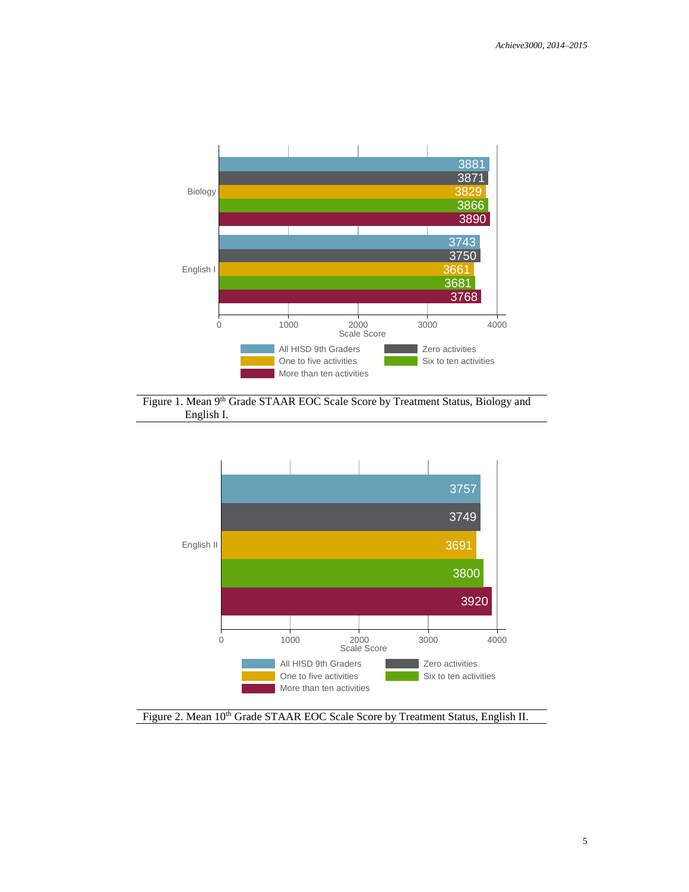Biology

3881
3871
3829
3866
3890

English I

3743
3750
3661
3681
3768

0
1000
2000
3000
4000
Scale Score

All HISD 9th Graders
Zero activities
One to five activities
Six to ten activities
More than ten activities

Figure 1. Mean 9th Grade STAAR EOC Scale Score by Treatment Status, Biology and English I.

English II

3757
3749
3691
3800
3920

0
1000
2000
3000
4000
Scale Score

All HISD 9th Graders
Zero activities
One to five activities
Six to ten activities
More than ten activities

Figure 2. Mean 10th Grade STAAR EOC Scale Score by Treatment Status, English II.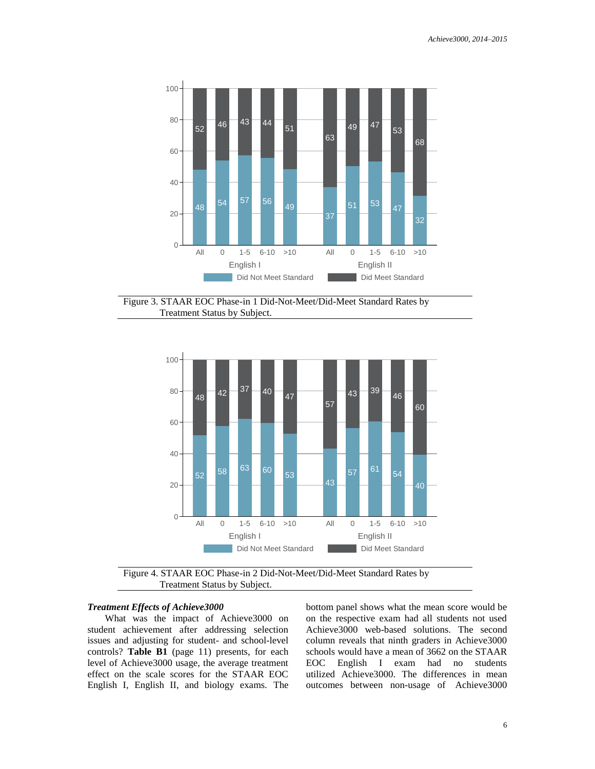100
80
60
40
20
0

52 46 43 44 51 63 49 47 53 68

48 54 57 56 49 37 51 53 47 32

All 0 1-5 6-10 >10 All 0 1-5 6-10 >10

English I English II

Did Not Meet Standard Did Meet Standard

Figure 3. STAAR EOC Phase-in 1 Did-Not-Meet/Did-Meet Standard Rates by Treatment Status by Subject.

100
80
60
40
20
0

48 42 37 40 47 57 43 39 46 60

52 58 63 60 53 43 57 61 54 40

All 0 1-5 6-10 >10 All 0 1-5 6-10 >10

English I English II

Did Not Meet Standard Did Meet Standard

Figure 4. STAAR EOC Phase-in 2 Did-Not-Meet/Did-Meet Standard Rates by Treatment Status by Subject.

***Treatment Effects of Achieve3000***

What was the impact of Achieve3000 on student achievement after addressing selection issues and adjusting for student- and school-level controls? **Table B1** (page 11) presents, for each level of Achieve3000 usage, the average treatment effect on the scale scores for the STAAR EOC English I, English II, and biology exams. The bottom panel shows what the mean score would be on the respective exam had all students not used Achieve3000 web-based solutions. The second column reveals that ninth graders in Achieve3000 schools would have a mean of 3662 on the STAAR EOC English I exam had no students utilized Achieve3000. The differences in mean outcomes between non-usage of Achieve3000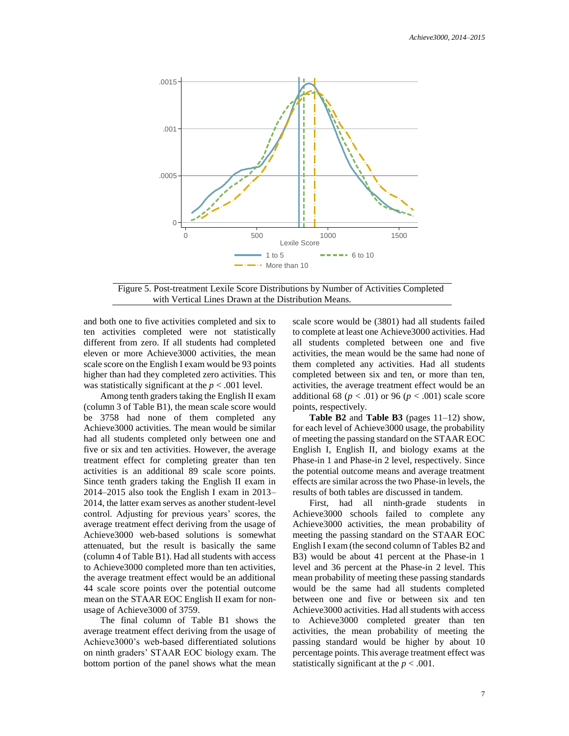.0015

.001

.0005

0

0

500

1000

1500

Lexile Score

1 to 5

6 to 10

More than 10

Figure 5. Post-treatment Lexile Score Distributions by Number of Activities Completed with Vertical Lines Drawn at the Distribution Means.

and both one to five activities completed and six to ten activities completed were not statistically different from zero. If all students had completed eleven or more Achieve3000 activities, the mean scale score on the English I exam would be 93 points higher than had they completed zero activities. This was statistically significant at the $p < .001$ level.

Among tenth graders taking the English II exam (column 3 of Table B1), the mean scale score would be 3758 had none of them completed any Achieve3000 activities. The mean would be similar had all students completed only between one and five or six and ten activities. However, the average treatment effect for completing greater than ten activities is an additional 89 scale score points. Since tenth graders taking the English II exam in 2014–2015 also took the English I exam in 2013–2014, the latter exam serves as another student-level control. Adjusting for previous years' scores, the average treatment effect deriving from the usage of Achieve3000 web-based solutions is somewhat attenuated, but the result is basically the same (column 4 of Table B1). Had all students with access to Achieve3000 completed more than ten activities, the average treatment effect would be an additional 44 scale score points over the potential outcome mean on the STAAR EOC English II exam for non-usage of Achieve3000 of 3759.

The final column of Table B1 shows the average treatment effect deriving from the usage of Achieve3000's web-based differentiated solutions on ninth graders' STAAR EOC biology exam. The bottom portion of the panel shows what the mean scale score would be (3801) had all students failed to complete at least one Achieve3000 activities. Had all students completed between one and five activities, the mean would be the same had none of them completed any activities. Had all students completed between six and ten, or more than ten, activities, the average treatment effect would be an additional 68 ($p < .01$) or 96 ($p < .001$) scale score points, respectively.

**Table B2** and **Table B3** (pages 11–12) show, for each level of Achieve3000 usage, the probability of meeting the passing standard on the STAAR EOC English I, English II, and biology exams at the Phase-in 1 and Phase-in 2 level, respectively. Since the potential outcome means and average treatment effects are similar across the two Phase-in levels, the results of both tables are discussed in tandem.

First, had all ninth-grade students in Achieve3000 schools failed to complete any Achieve3000 activities, the mean probability of meeting the passing standard on the STAAR EOC English I exam (the second column of Tables B2 and B3) would be about 41 percent at the Phase-in 1 level and 36 percent at the Phase-in 2 level. This mean probability of meeting these passing standards would be the same had all students completed between one and five or between six and ten Achieve3000 activities. Had all students with access to Achieve3000 completed greater than ten activities, the mean probability of meeting the passing standard would be higher by about 10 percentage points. This average treatment effect was statistically significant at the $p < .001$.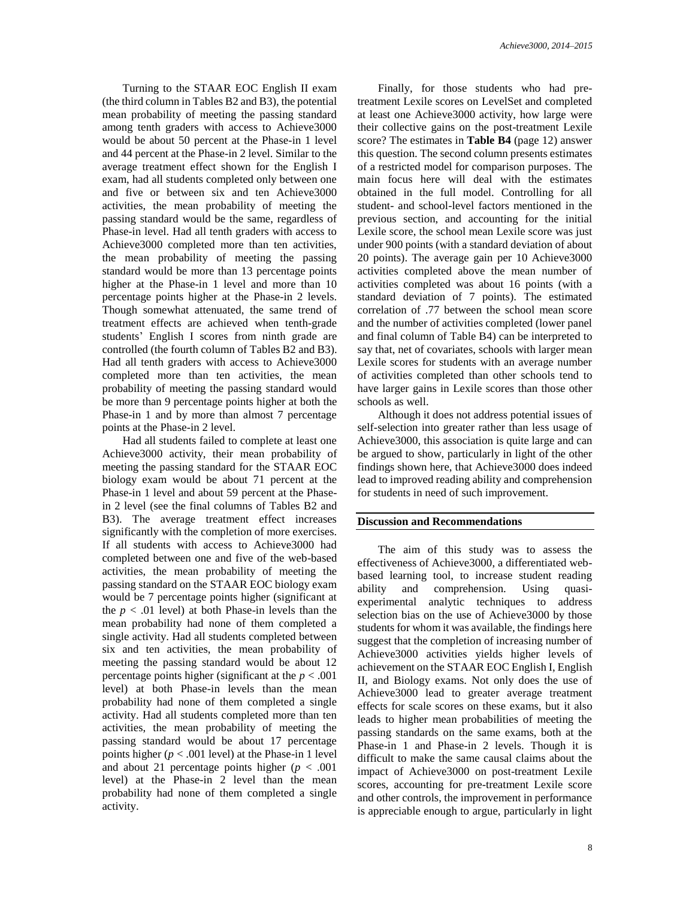Turning to the STAAR EOC English II exam (the third column in Tables B2 and B3), the potential mean probability of meeting the passing standard among tenth graders with access to Achieve3000 would be about 50 percent at the Phase-in 1 level and 44 percent at the Phase-in 2 level. Similar to the average treatment effect shown for the English I exam, had all students completed only between one and five or between six and ten Achieve3000 activities, the mean probability of meeting the passing standard would be the same, regardless of Phase-in level. Had all tenth graders with access to Achieve3000 completed more than ten activities, the mean probability of meeting the passing standard would be more than 13 percentage points higher at the Phase-in 1 level and more than 10 percentage points higher at the Phase-in 2 levels. Though somewhat attenuated, the same trend of treatment effects are achieved when tenth-grade students' English I scores from ninth grade are controlled (the fourth column of Tables B2 and B3). Had all tenth graders with access to Achieve3000 completed more than ten activities, the mean probability of meeting the passing standard would be more than 9 percentage points higher at both the Phase-in 1 and by more than almost 7 percentage points at the Phase-in 2 level.

Had all students failed to complete at least one Achieve3000 activity, their mean probability of meeting the passing standard for the STAAR EOC biology exam would be about 71 percent at the Phase-in 1 level and about 59 percent at the Phase-in 2 level (see the final columns of Tables B2 and B3). The average treatment effect increases significantly with the completion of more exercises. If all students with access to Achieve3000 had completed between one and five of the web-based activities, the mean probability of meeting the passing standard on the STAAR EOC biology exam would be 7 percentage points higher (significant at the $p < .01$ level) at both Phase-in levels than the mean probability had none of them completed a single activity. Had all students completed between six and ten activities, the mean probability of meeting the passing standard would be about 12 percentage points higher (significant at the $p < .001$ level) at both Phase-in levels than the mean probability had none of them completed a single activity. Had all students completed more than ten activities, the mean probability of meeting the passing standard would be about 17 percentage points higher ($p < .001$ level) at the Phase-in 1 level and about 21 percentage points higher ($p < .001$ level) at the Phase-in 2 level than the mean probability had none of them completed a single activity.

Finally, for those students who had pre-treatment Lexile scores on LevelSet and completed at least one Achieve3000 activity, how large were their collective gains on the post-treatment Lexile score? The estimates in **Table B4** (page 12) answer this question. The second column presents estimates of a restricted model for comparison purposes. The main focus here will deal with the estimates obtained in the full model. Controlling for all student- and school-level factors mentioned in the previous section, and accounting for the initial Lexile score, the school mean Lexile score was just under 900 points (with a standard deviation of about 20 points). The average gain per 10 Achieve3000 activities completed above the mean number of activities completed was about 16 points (with a standard deviation of 7 points). The estimated correlation of .77 between the school mean score and the number of activities completed (lower panel and final column of Table B4) can be interpreted to say that, net of covariates, schools with larger mean Lexile scores for students with an average number of activities completed than other schools tend to have larger gains in Lexile scores than those other schools as well.

Although it does not address potential issues of self-selection into greater rather than less usage of Achieve3000, this association is quite large and can be argued to show, particularly in light of the other findings shown here, that Achieve3000 does indeed lead to improved reading ability and comprehension for students in need of such improvement.

## Discussion and Recommendations

The aim of this study was to assess the effectiveness of Achieve3000, a differentiated web-based learning tool, to increase student reading ability and comprehension. Using quasi-experimental analytic techniques to address selection bias on the use of Achieve3000 by those students for whom it was available, the findings here suggest that the completion of increasing number of Achieve3000 activities yields higher levels of achievement on the STAAR EOC English I, English II, and Biology exams. Not only does the use of Achieve3000 lead to greater average treatment effects for scale scores on these exams, but it also leads to higher mean probabilities of meeting the passing standards on the same exams, both at the Phase-in 1 and Phase-in 2 levels. Though it is difficult to make the same causal claims about the impact of Achieve3000 on post-treatment Lexile scores, accounting for pre-treatment Lexile score and other controls, the improvement in performance is appreciable enough to argue, particularly in light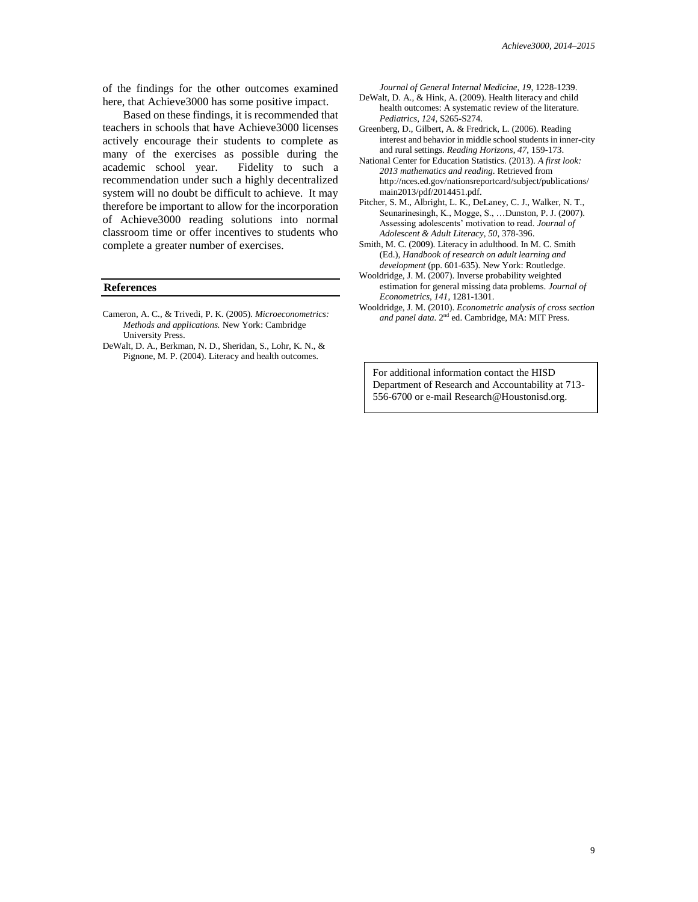of the findings for the other outcomes examined here, that Achieve3000 has some positive impact.

Based on these findings, it is recommended that teachers in schools that have Achieve3000 licenses actively encourage their students to complete as many of the exercises as possible during the academic school year. Fidelity to such a recommendation under such a highly decentralized system will no doubt be difficult to achieve. It may therefore be important to allow for the incorporation of Achieve3000 reading solutions into normal classroom time or offer incentives to students who complete a greater number of exercises.

## References

Cameron, A. C., & Trivedi, P. K. (2005). *Microeconometrics: Methods and applications.* New York: Cambridge University Press.

DeWalt, D. A., Berkman, N. D., Sheridan, S., Lohr, K. N., & Pignone, M. P. (2004). Literacy and health outcomes. *Journal of General Internal Medicine, 19*, 1228-1239.

DeWalt, D. A., & Hink, A. (2009). Health literacy and child health outcomes: A systematic review of the literature. *Pediatrics, 124*, S265-S274.

Greenberg, D., Gilbert, A. & Fredrick, L. (2006). Reading interest and behavior in middle school students in inner-city and rural settings. *Reading Horizons, 47*, 159-173.

National Center for Education Statistics. (2013). *A first look: 2013 mathematics and reading*. Retrieved from http://nces.ed.gov/nationsreportcard/subject/publications/main2013/pdf/2014451.pdf.

Pitcher, S. M., Albright, L. K., DeLaney, C. J., Walker, N. T., Seunarinesingh, K., Mogge, S., …Dunston, P. J. (2007). Assessing adolescents' motivation to read. *Journal of Adolescent & Adult Literacy, 50*, 378-396.

Smith, M. C. (2009). Literacy in adulthood. In M. C. Smith (Ed.), *Handbook of research on adult learning and development* (pp. 601-635). New York: Routledge.

Wooldridge, J. M. (2007). Inverse probability weighted estimation for general missing data problems. *Journal of Econometrics, 141*, 1281-1301.

Wooldridge, J. M. (2010). *Econometric analysis of cross section and panel data.* 2nd ed. Cambridge, MA: MIT Press.

For additional information contact the HISD Department of Research and Accountability at 713-556-6700 or e-mail Research@Houstonisd.org.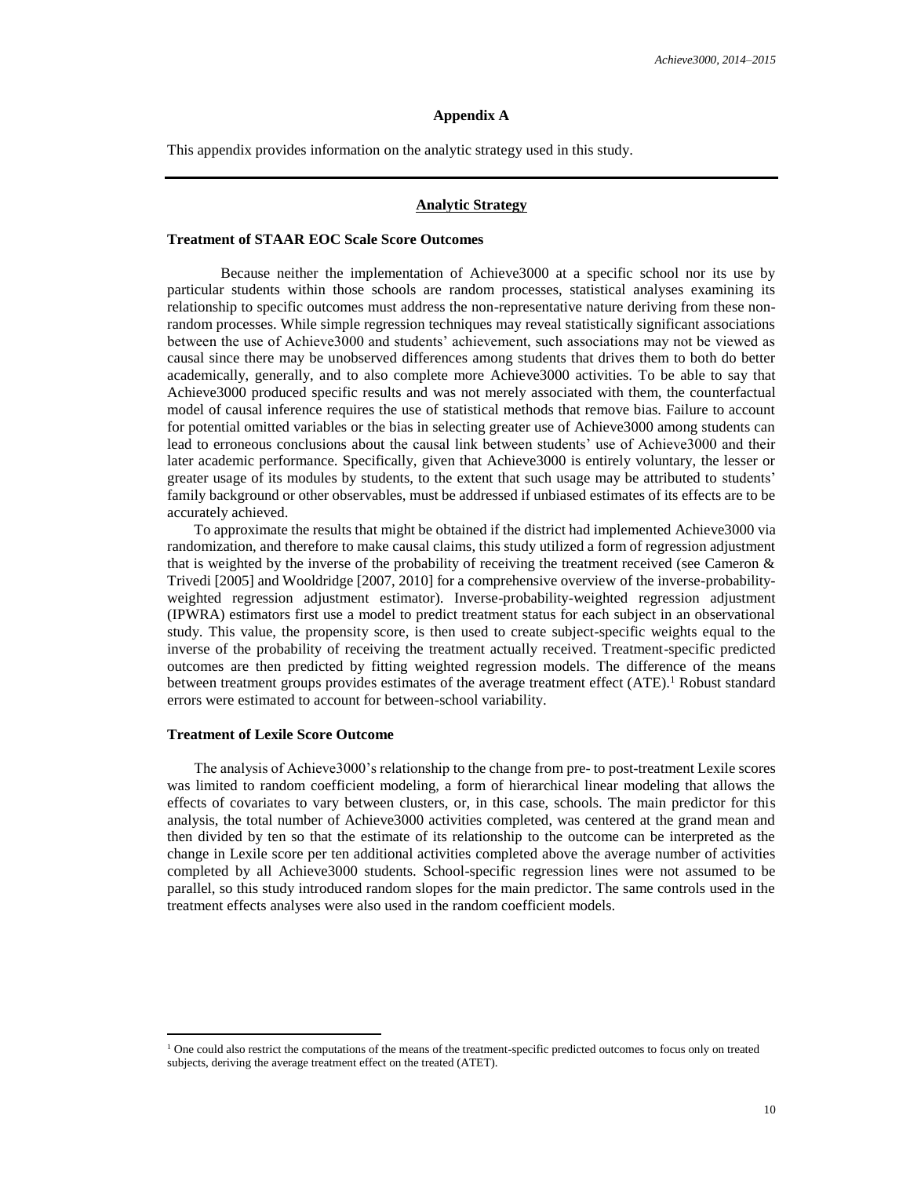## Appendix A

This appendix provides information on the analytic strategy used in this study.

### Analytic Strategy

#### Treatment of STAAR EOC Scale Score Outcomes

Because neither the implementation of Achieve3000 at a specific school nor its use by particular students within those schools are random processes, statistical analyses examining its relationship to specific outcomes must address the non-representative nature deriving from these non-random processes. While simple regression techniques may reveal statistically significant associations between the use of Achieve3000 and students' achievement, such associations may not be viewed as causal since there may be unobserved differences among students that drives them to both do better academically, generally, and to also complete more Achieve3000 activities. To be able to say that Achieve3000 produced specific results and was not merely associated with them, the counterfactual model of causal inference requires the use of statistical methods that remove bias. Failure to account for potential omitted variables or the bias in selecting greater use of Achieve3000 among students can lead to erroneous conclusions about the causal link between students' use of Achieve3000 and their later academic performance. Specifically, given that Achieve3000 is entirely voluntary, the lesser or greater usage of its modules by students, to the extent that such usage may be attributed to students' family background or other observables, must be addressed if unbiased estimates of its effects are to be accurately achieved.

To approximate the results that might be obtained if the district had implemented Achieve3000 via randomization, and therefore to make causal claims, this study utilized a form of regression adjustment that is weighted by the inverse of the probability of receiving the treatment received (see Cameron & Trivedi [2005] and Wooldridge [2007, 2010] for a comprehensive overview of the inverse-probability-weighted regression adjustment estimator). Inverse-probability-weighted regression adjustment (IPWRA) estimators first use a model to predict treatment status for each subject in an observational study. This value, the propensity score, is then used to create subject-specific weights equal to the inverse of the probability of receiving the treatment actually received. Treatment-specific predicted outcomes are then predicted by fitting weighted regression models. The difference of the means between treatment groups provides estimates of the average treatment effect (ATE).[1] Robust standard errors were estimated to account for between-school variability.

#### Treatment of Lexile Score Outcome

The analysis of Achieve3000's relationship to the change from pre- to post-treatment Lexile scores was limited to random coefficient modeling, a form of hierarchical linear modeling that allows the effects of covariates to vary between clusters, or, in this case, schools. The main predictor for this analysis, the total number of Achieve3000 activities completed, was centered at the grand mean and then divided by ten so that the estimate of its relationship to the outcome can be interpreted as the change in Lexile score per ten additional activities completed above the average number of activities completed by all Achieve3000 students. School-specific regression lines were not assumed to be parallel, so this study introduced random slopes for the main predictor. The same controls used in the treatment effects analyses were also used in the random coefficient models.

---

[1] One could also restrict the computations of the means of the treatment-specific predicted outcomes to focus only on treated subjects, deriving the average treatment effect on the treated (ATET).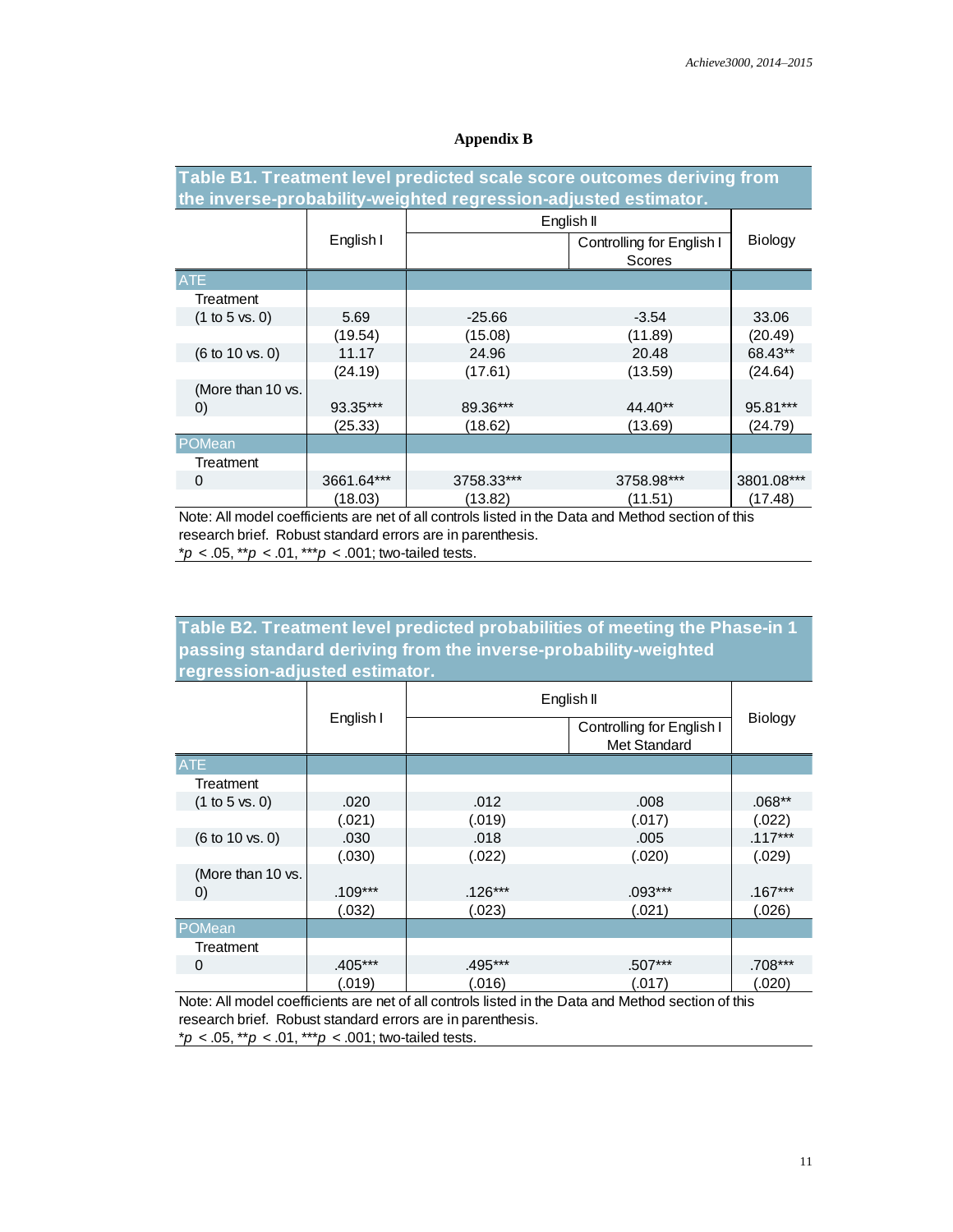## Appendix B

**Table B1. Treatment level predicted scale score outcomes deriving from the inverse-probability-weighted regression-adjusted estimator.**

| | English I | English II | | Biology |
|---|---|---|---|---|
| | | | Controlling for English I Scores | |
| **ATE** | | | | |
| Treatment | | | | |
| (1 to 5 vs. 0) | 5.69 | -25.66 | -3.54 | 33.06 |
| | (19.54) | (15.08) | (11.89) | (20.49) |
| (6 to 10 vs. 0) | 11.17 | 24.96 | 20.48 | 68.43** |
| | (24.19) | (17.61) | (13.59) | (24.64) |
| (More than 10 vs. 0) | 93.35*** | 89.36*** | 44.40** | 95.81*** |
| | (25.33) | (18.62) | (13.69) | (24.79) |
| **POMean** | | | | |
| Treatment | | | | |
| 0 | 3661.64*** | 3758.33*** | 3758.98*** | 3801.08*** |
| | (18.03) | (13.82) | (11.51) | (17.48) |

Note: All model coefficients are net of all controls listed in the Data and Method section of this research brief. Robust standard errors are in parenthesis.
*$p$ < .05, **$p$ < .01, ***$p$ < .001; two-tailed tests.

**Table B2. Treatment level predicted probabilities of meeting the Phase-in 1 passing standard deriving from the inverse-probability-weighted regression-adjusted estimator.**

| | English I | English II | | Biology |
|---|---|---|---|---|
| | | | Controlling for English I Met Standard | |
| **ATE** | | | | |
| Treatment | | | | |
| (1 to 5 vs. 0) | .020 | .012 | .008 | .068** |
| | (.021) | (.019) | (.017) | (.022) |
| (6 to 10 vs. 0) | .030 | .018 | .005 | .117*** |
| | (.030) | (.022) | (.020) | (.029) |
| (More than 10 vs. 0) | .109*** | .126*** | .093*** | .167*** |
| | (.032) | (.023) | (.021) | (.026) |
| **POMean** | | | | |
| Treatment | | | | |
| 0 | .405*** | .495*** | .507*** | .708*** |
| | (.019) | (.016) | (.017) | (.020) |

Note: All model coefficients are net of all controls listed in the Data and Method section of this research brief. Robust standard errors are in parenthesis.
*$p$ < .05, **$p$ < .01, ***$p$ < .001; two-tailed tests.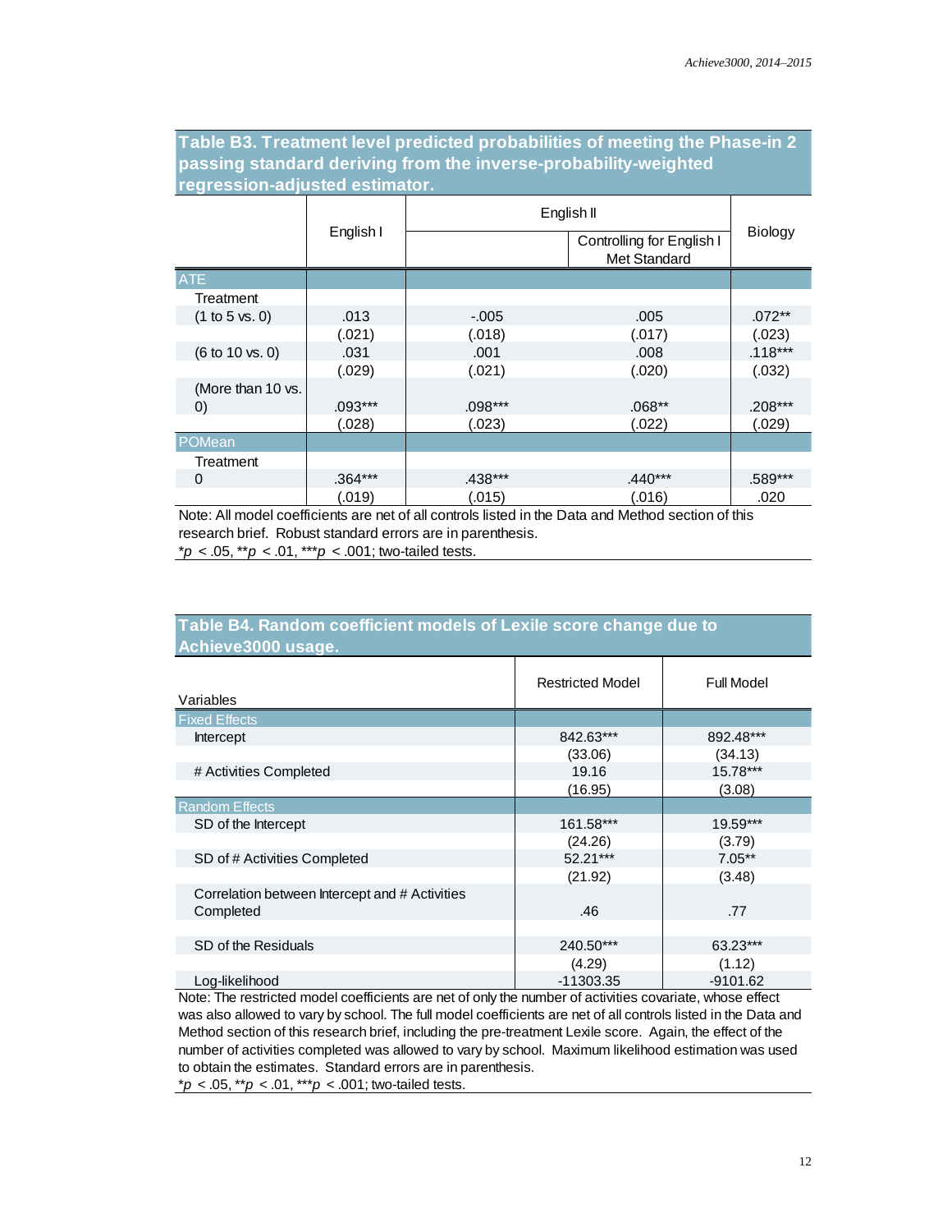**Table B3. Treatment level predicted probabilities of meeting the Phase-in 2 passing standard deriving from the inverse-probability-weighted regression-adjusted estimator.**

| | English I | English II | | Biology |
|---|---|---|---|---|
| | | | Controlling for English I Met Standard | |
| **ATE** | | | | |
| Treatment | | | | |
| (1 to 5 vs. 0) | .013 | -.005 | .005 | .072** |
| | (.021) | (.018) | (.017) | (.023) |
| (6 to 10 vs. 0) | .031 | .001 | .008 | .118*** |
| | (.029) | (.021) | (.020) | (.032) |
| (More than 10 vs. 0) | .093*** | .098*** | .068** | .208*** |
| | (.028) | (.023) | (.022) | (.029) |
| **POMean** | | | | |
| Treatment | | | | |
| 0 | .364*** | .438*** | .440*** | .589*** |
| | (.019) | (.015) | (.016) | .020 |

Note: All model coefficients are net of all controls listed in the Data and Method section of this research brief. Robust standard errors are in parenthesis.
\**p* < .05, \*\**p* < .01, \*\*\**p* < .001; two-tailed tests.

**Table B4. Random coefficient models of Lexile score change due to Achieve3000 usage.**

| Variables | Restricted Model | Full Model |
|---|---|---|
| **Fixed Effects** | | |
| Intercept | 842.63*** | 892.48*** |
| | (33.06) | (34.13) |
| # Activities Completed | 19.16 | 15.78*** |
| | (16.95) | (3.08) |
| **Random Effects** | | |
| SD of the Intercept | 161.58*** | 19.59*** |
| | (24.26) | (3.79) |
| SD of # Activities Completed | 52.21*** | 7.05** |
| | (21.92) | (3.48) |
| Correlation between Intercept and # Activities Completed | .46 | .77 |
| SD of the Residuals | 240.50*** | 63.23*** |
| | (4.29) | (1.12) |
| Log-likelihood | -11303.35 | -9101.62 |

Note: The restricted model coefficients are net of only the number of activities covariate, whose effect was also allowed to vary by school. The full model coefficients are net of all controls listed in the Data and Method section of this research brief, including the pre-treatment Lexile score. Again, the effect of the number of activities completed was allowed to vary by school. Maximum likelihood estimation was used to obtain the estimates. Standard errors are in parenthesis.
\**p* < .05, \*\**p* < .01, \*\*\**p* < .001; two-tailed tests.